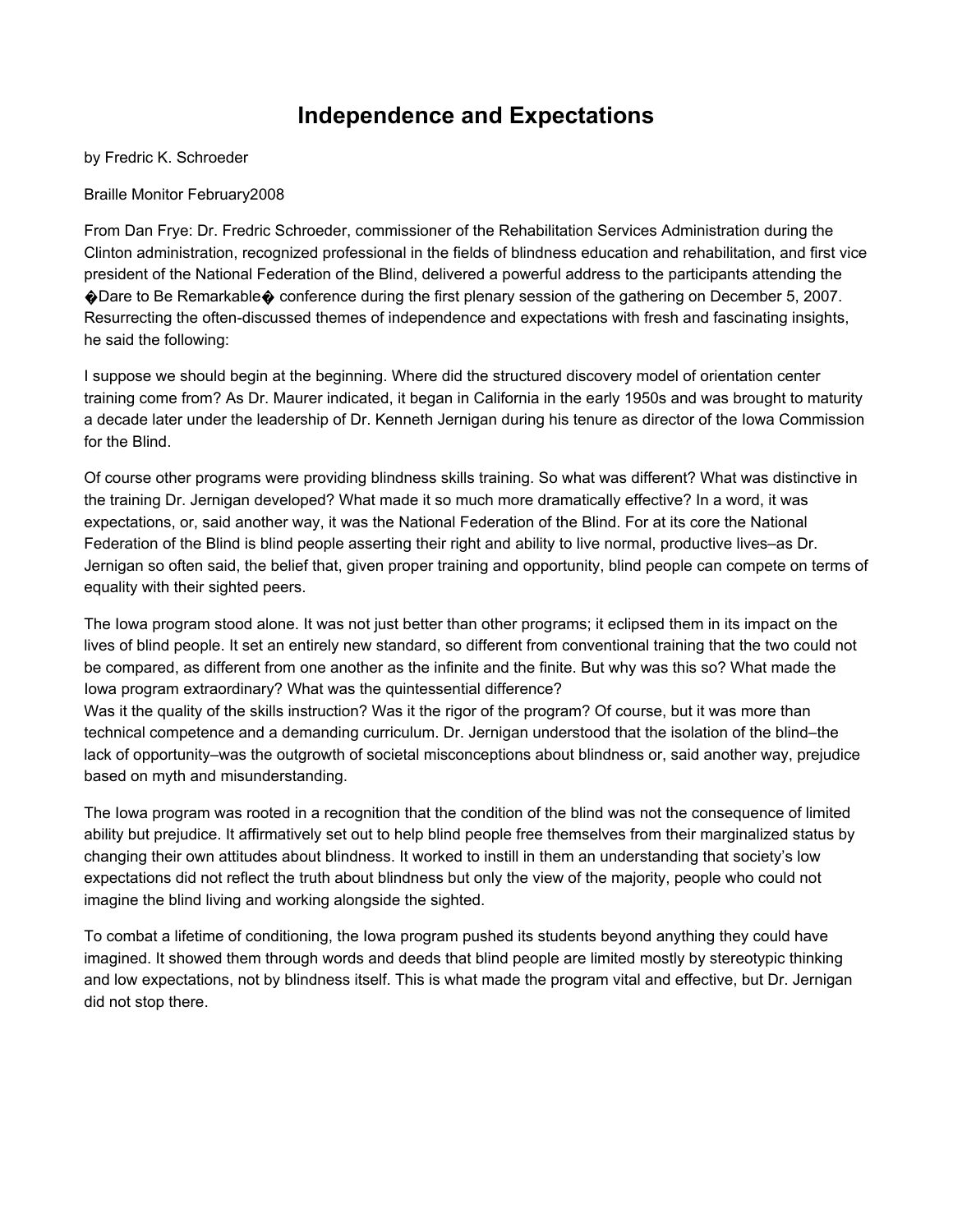# Independence and Expectations

by Fredric K. Schroeder

Braille Monitor February2008

From Dan Frye: Dr. Fredric Schroeder, commissioner of the Rehabilitation Services Administration during the Clinton administration, recognized professional in the fields of blindness education and rehabilitation, and first vice president of the National Federation of the Blind, delivered a powerful address to the participants attending the �Dare to Be Remarkable� conference during the first plenary session of the gathering on December 5, 2007. Resurrecting the often-discussed themes of independence and expectations with fresh and fascinating insights, he said the following:

I suppose we should begin at the beginning. Where did the structured discovery model of orientation center training come from? As Dr. Maurer indicated, it began in California in the early 1950s and was brought to maturity a decade later under the leadership of Dr. Kenneth Jernigan during his tenure as director of the Iowa Commission for the Blind.

Of course other programs were providing blindness skills training. So what was different? What was distinctive in the training Dr. Jernigan developed? What made it so much more dramatically effective? In a word, it was expectations, or, said another way, it was the National Federation of the Blind. For at its core the National Federation of the Blind is blind people asserting their right and ability to live normal, productive lives–as Dr. Jernigan so often said, the belief that, given proper training and opportunity, blind people can compete on terms of equality with their sighted peers.

The Iowa program stood alone. It was not just better than other programs; it eclipsed them in its impact on the lives of blind people. It set an entirely new standard, so different from conventional training that the two could not be compared, as different from one another as the infinite and the finite. But why was this so? What made the Iowa program extraordinary? What was the quintessential difference?
Was it the quality of the skills instruction? Was it the rigor of the program? Of course, but it was more than technical competence and a demanding curriculum. Dr. Jernigan understood that the isolation of the blind–the lack of opportunity–was the outgrowth of societal misconceptions about blindness or, said another way, prejudice based on myth and misunderstanding.

The Iowa program was rooted in a recognition that the condition of the blind was not the consequence of limited ability but prejudice. It affirmatively set out to help blind people free themselves from their marginalized status by changing their own attitudes about blindness. It worked to instill in them an understanding that society's low expectations did not reflect the truth about blindness but only the view of the majority, people who could not imagine the blind living and working alongside the sighted.

To combat a lifetime of conditioning, the Iowa program pushed its students beyond anything they could have imagined. It showed them through words and deeds that blind people are limited mostly by stereotypic thinking and low expectations, not by blindness itself. This is what made the program vital and effective, but Dr. Jernigan did not stop there.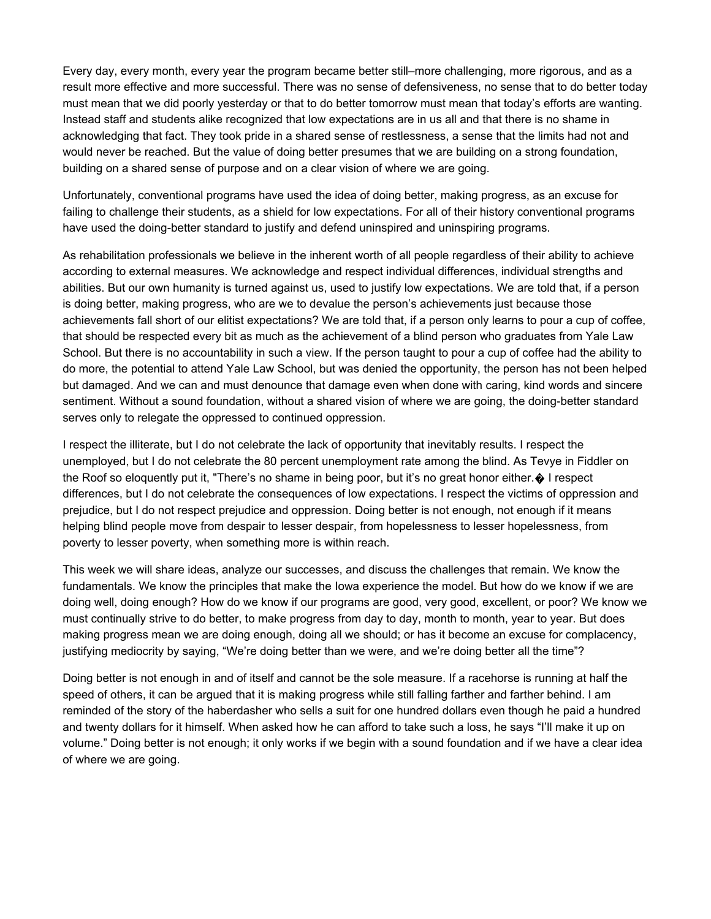Every day, every month, every year the program became better still–more challenging, more rigorous, and as a result more effective and more successful. There was no sense of defensiveness, no sense that to do better today must mean that we did poorly yesterday or that to do better tomorrow must mean that today's efforts are wanting. Instead staff and students alike recognized that low expectations are in us all and that there is no shame in acknowledging that fact. They took pride in a shared sense of restlessness, a sense that the limits had not and would never be reached. But the value of doing better presumes that we are building on a strong foundation, building on a shared sense of purpose and on a clear vision of where we are going.

Unfortunately, conventional programs have used the idea of doing better, making progress, as an excuse for failing to challenge their students, as a shield for low expectations. For all of their history conventional programs have used the doing-better standard to justify and defend uninspired and uninspiring programs.

As rehabilitation professionals we believe in the inherent worth of all people regardless of their ability to achieve according to external measures. We acknowledge and respect individual differences, individual strengths and abilities. But our own humanity is turned against us, used to justify low expectations. We are told that, if a person is doing better, making progress, who are we to devalue the person's achievements just because those achievements fall short of our elitist expectations? We are told that, if a person only learns to pour a cup of coffee, that should be respected every bit as much as the achievement of a blind person who graduates from Yale Law School. But there is no accountability in such a view. If the person taught to pour a cup of coffee had the ability to do more, the potential to attend Yale Law School, but was denied the opportunity, the person has not been helped but damaged. And we can and must denounce that damage even when done with caring, kind words and sincere sentiment. Without a sound foundation, without a shared vision of where we are going, the doing-better standard serves only to relegate the oppressed to continued oppression.

I respect the illiterate, but I do not celebrate the lack of opportunity that inevitably results. I respect the unemployed, but I do not celebrate the 80 percent unemployment rate among the blind. As Tevye in Fiddler on the Roof so eloquently put it, "There's no shame in being poor, but it's no great honor either.� I respect differences, but I do not celebrate the consequences of low expectations. I respect the victims of oppression and prejudice, but I do not respect prejudice and oppression. Doing better is not enough, not enough if it means helping blind people move from despair to lesser despair, from hopelessness to lesser hopelessness, from poverty to lesser poverty, when something more is within reach.

This week we will share ideas, analyze our successes, and discuss the challenges that remain. We know the fundamentals. We know the principles that make the Iowa experience the model. But how do we know if we are doing well, doing enough? How do we know if our programs are good, very good, excellent, or poor? We know we must continually strive to do better, to make progress from day to day, month to month, year to year. But does making progress mean we are doing enough, doing all we should; or has it become an excuse for complacency, justifying mediocrity by saying, "We're doing better than we were, and we're doing better all the time"?

Doing better is not enough in and of itself and cannot be the sole measure. If a racehorse is running at half the speed of others, it can be argued that it is making progress while still falling farther and farther behind. I am reminded of the story of the haberdasher who sells a suit for one hundred dollars even though he paid a hundred and twenty dollars for it himself. When asked how he can afford to take such a loss, he says "I'll make it up on volume." Doing better is not enough; it only works if we begin with a sound foundation and if we have a clear idea of where we are going.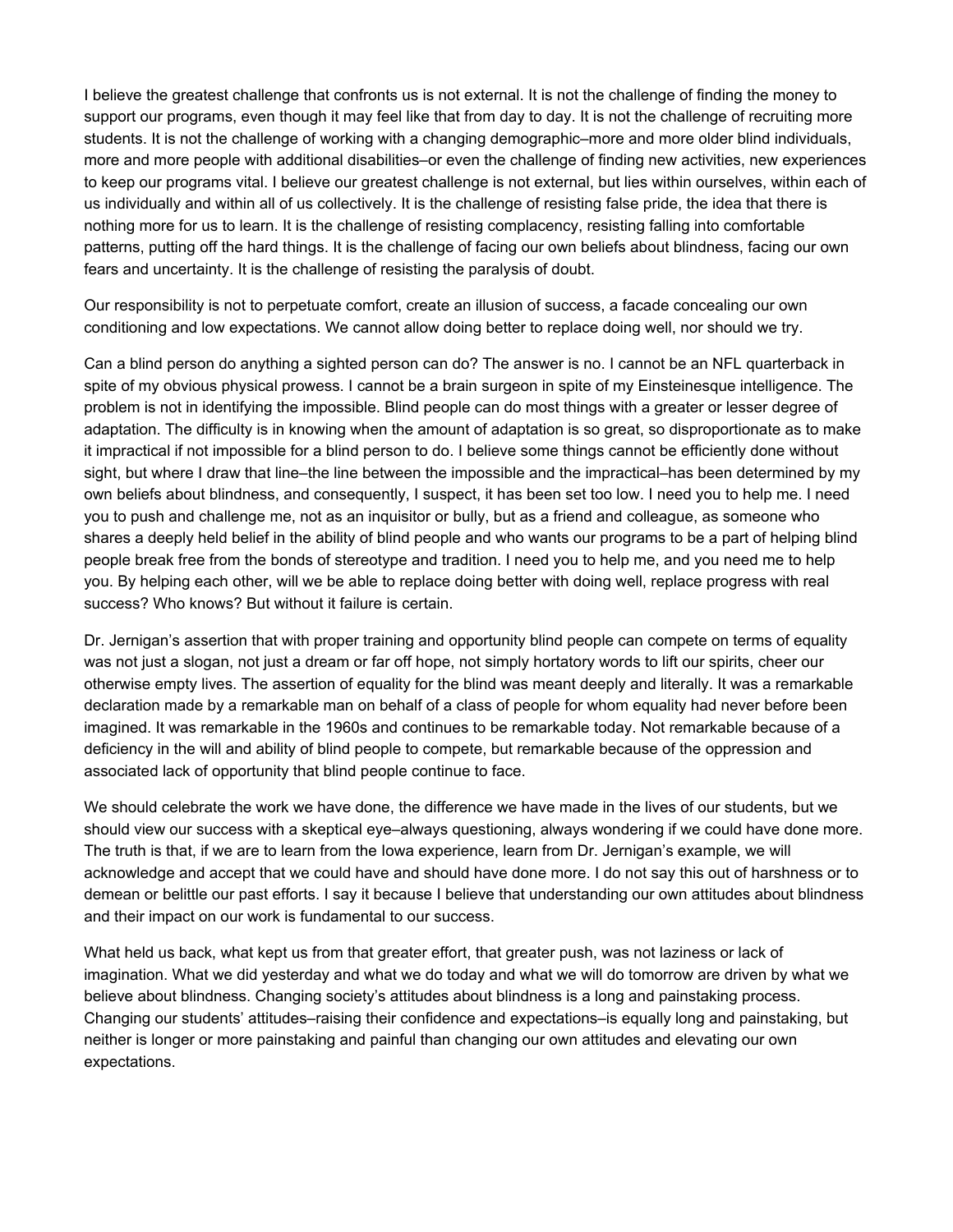I believe the greatest challenge that confronts us is not external. It is not the challenge of finding the money to support our programs, even though it may feel like that from day to day. It is not the challenge of recruiting more students. It is not the challenge of working with a changing demographic–more and more older blind individuals, more and more people with additional disabilities–or even the challenge of finding new activities, new experiences to keep our programs vital. I believe our greatest challenge is not external, but lies within ourselves, within each of us individually and within all of us collectively. It is the challenge of resisting false pride, the idea that there is nothing more for us to learn. It is the challenge of resisting complacency, resisting falling into comfortable patterns, putting off the hard things. It is the challenge of facing our own beliefs about blindness, facing our own fears and uncertainty. It is the challenge of resisting the paralysis of doubt.

Our responsibility is not to perpetuate comfort, create an illusion of success, a facade concealing our own conditioning and low expectations. We cannot allow doing better to replace doing well, nor should we try.

Can a blind person do anything a sighted person can do? The answer is no. I cannot be an NFL quarterback in spite of my obvious physical prowess. I cannot be a brain surgeon in spite of my Einsteinesque intelligence. The problem is not in identifying the impossible. Blind people can do most things with a greater or lesser degree of adaptation. The difficulty is in knowing when the amount of adaptation is so great, so disproportionate as to make it impractical if not impossible for a blind person to do. I believe some things cannot be efficiently done without sight, but where I draw that line–the line between the impossible and the impractical–has been determined by my own beliefs about blindness, and consequently, I suspect, it has been set too low. I need you to help me. I need you to push and challenge me, not as an inquisitor or bully, but as a friend and colleague, as someone who shares a deeply held belief in the ability of blind people and who wants our programs to be a part of helping blind people break free from the bonds of stereotype and tradition. I need you to help me, and you need me to help you. By helping each other, will we be able to replace doing better with doing well, replace progress with real success? Who knows? But without it failure is certain.

Dr. Jernigan's assertion that with proper training and opportunity blind people can compete on terms of equality was not just a slogan, not just a dream or far off hope, not simply hortatory words to lift our spirits, cheer our otherwise empty lives. The assertion of equality for the blind was meant deeply and literally. It was a remarkable declaration made by a remarkable man on behalf of a class of people for whom equality had never before been imagined. It was remarkable in the 1960s and continues to be remarkable today. Not remarkable because of a deficiency in the will and ability of blind people to compete, but remarkable because of the oppression and associated lack of opportunity that blind people continue to face.

We should celebrate the work we have done, the difference we have made in the lives of our students, but we should view our success with a skeptical eye–always questioning, always wondering if we could have done more. The truth is that, if we are to learn from the Iowa experience, learn from Dr. Jernigan's example, we will acknowledge and accept that we could have and should have done more. I do not say this out of harshness or to demean or belittle our past efforts. I say it because I believe that understanding our own attitudes about blindness and their impact on our work is fundamental to our success.

What held us back, what kept us from that greater effort, that greater push, was not laziness or lack of imagination. What we did yesterday and what we do today and what we will do tomorrow are driven by what we believe about blindness. Changing society's attitudes about blindness is a long and painstaking process. Changing our students' attitudes–raising their confidence and expectations–is equally long and painstaking, but neither is longer or more painstaking and painful than changing our own attitudes and elevating our own expectations.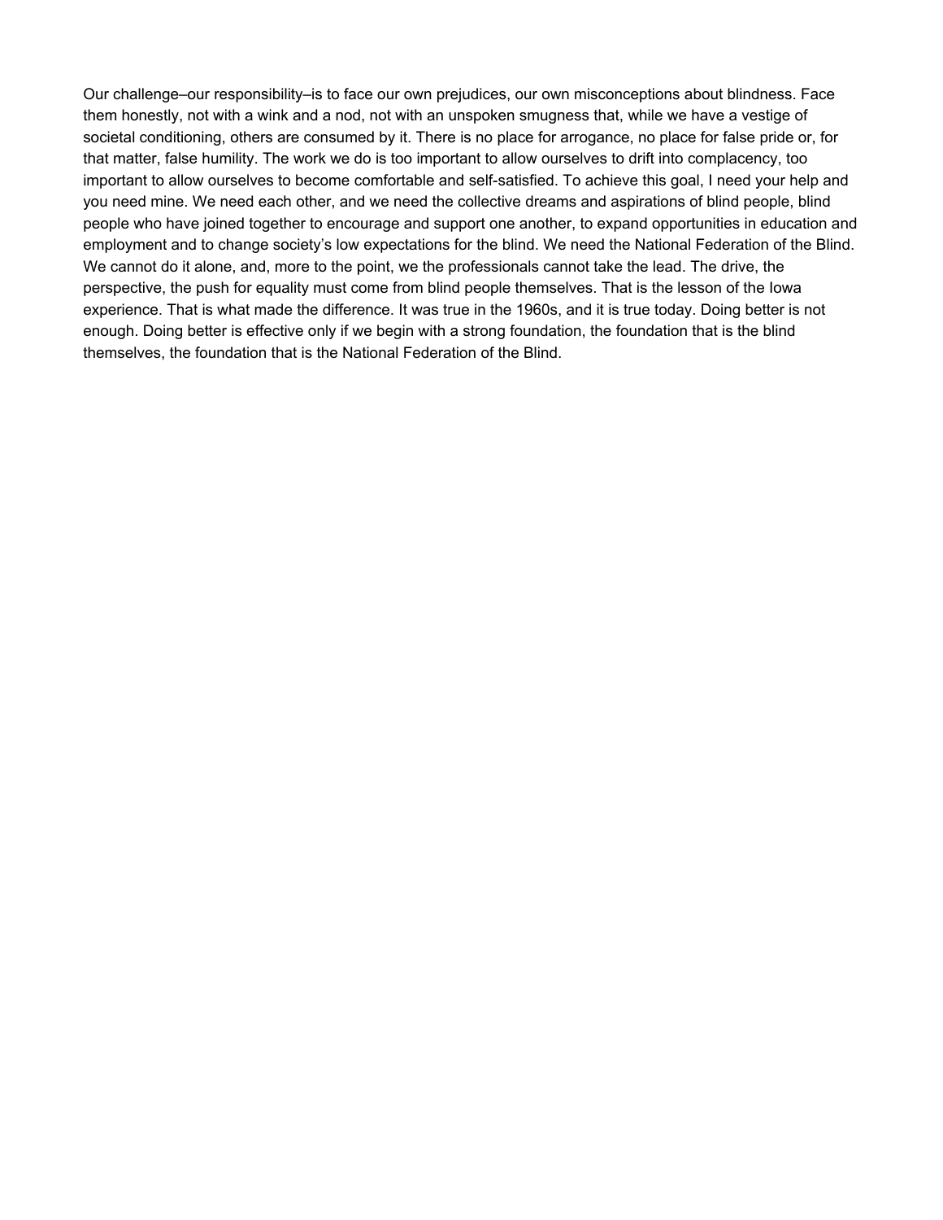Our challenge–our responsibility–is to face our own prejudices, our own misconceptions about blindness. Face them honestly, not with a wink and a nod, not with an unspoken smugness that, while we have a vestige of societal conditioning, others are consumed by it. There is no place for arrogance, no place for false pride or, for that matter, false humility. The work we do is too important to allow ourselves to drift into complacency, too important to allow ourselves to become comfortable and self-satisfied. To achieve this goal, I need your help and you need mine. We need each other, and we need the collective dreams and aspirations of blind people, blind people who have joined together to encourage and support one another, to expand opportunities in education and employment and to change society's low expectations for the blind. We need the National Federation of the Blind. We cannot do it alone, and, more to the point, we the professionals cannot take the lead. The drive, the perspective, the push for equality must come from blind people themselves. That is the lesson of the Iowa experience. That is what made the difference. It was true in the 1960s, and it is true today. Doing better is not enough. Doing better is effective only if we begin with a strong foundation, the foundation that is the blind themselves, the foundation that is the National Federation of the Blind.